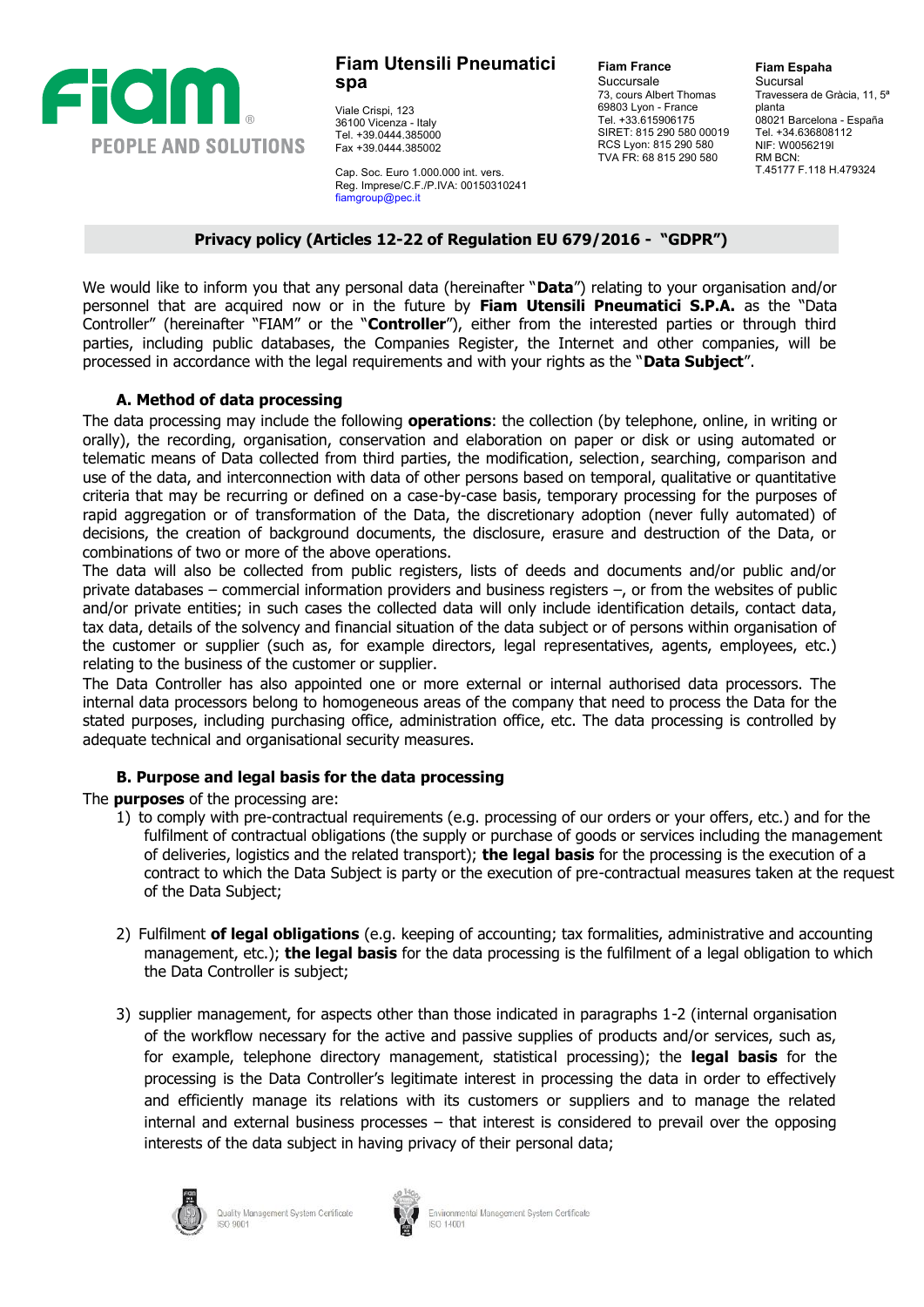**Fiam Utensili Pneumatici spa**

Viale Crispi, 123
36100 Vicenza - Italy
Tel. +39.0444.385000
Fax +39.0444.385002

Cap. Soc. Euro 1.000.000 int. vers.
Reg. Imprese/C.F./P.IVA: 00150310241
fiamgroup@pec.it

**Fiam France**
Succursale
73, cours Albert Thomas
69803 Lyon - France
Tel. +33.615906175
SIRET: 815 290 580 00019
RCS Lyon: 815 290 580
TVA FR: 68 815 290 580

**Fiam Espaha**
Sucursal
Travessera de Gràcia, 11, 5ª planta
08021 Barcelona - España
Tel. +34.636808112
NIF: W0056219I
RM BCN:
T.45177 F.118 H.479324

## Privacy policy (Articles 12-22 of Regulation EU 679/2016 - "GDPR")

We would like to inform you that any personal data (hereinafter "**Data**") relating to your organisation and/or personnel that are acquired now or in the future by **Fiam Utensili Pneumatici S.P.A.** as the "Data Controller" (hereinafter "FIAM" or the "**Controller**"), either from the interested parties or through third parties, including public databases, the Companies Register, the Internet and other companies, will be processed in accordance with the legal requirements and with your rights as the "**Data Subject**".

### A. Method of data processing

The data processing may include the following **operations**: the collection (by telephone, online, in writing or orally), the recording, organisation, conservation and elaboration on paper or disk or using automated or telematic means of Data collected from third parties, the modification, selection, searching, comparison and use of the data, and interconnection with data of other persons based on temporal, qualitative or quantitative criteria that may be recurring or defined on a case-by-case basis, temporary processing for the purposes of rapid aggregation or of transformation of the Data, the discretionary adoption (never fully automated) of decisions, the creation of background documents, the disclosure, erasure and destruction of the Data, or combinations of two or more of the above operations.

The data will also be collected from public registers, lists of deeds and documents and/or public and/or private databases – commercial information providers and business registers –, or from the websites of public and/or private entities; in such cases the collected data will only include identification details, contact data, tax data, details of the solvency and financial situation of the data subject or of persons within organisation of the customer or supplier (such as, for example directors, legal representatives, agents, employees, etc.) relating to the business of the customer or supplier.

The Data Controller has also appointed one or more external or internal authorised data processors. The internal data processors belong to homogeneous areas of the company that need to process the Data for the stated purposes, including purchasing office, administration office, etc. The data processing is controlled by adequate technical and organisational security measures.

### B. Purpose and legal basis for the data processing

The **purposes** of the processing are:

1) to comply with pre-contractual requirements (e.g. processing of our orders or your offers, etc.) and for the fulfilment of contractual obligations (the supply or purchase of goods or services including the management of deliveries, logistics and the related transport); **the legal basis** for the processing is the execution of a contract to which the Data Subject is party or the execution of pre-contractual measures taken at the request of the Data Subject;

2) Fulfilment **of legal obligations** (e.g. keeping of accounting; tax formalities, administrative and accounting management, etc.); **the legal basis** for the data processing is the fulfilment of a legal obligation to which the Data Controller is subject;

3) supplier management, for aspects other than those indicated in paragraphs 1-2 (internal organisation of the workflow necessary for the active and passive supplies of products and/or services, such as, for example, telephone directory management, statistical processing); the **legal basis** for the processing is the Data Controller's legitimate interest in processing the data in order to effectively and efficiently manage its relations with its customers or suppliers and to manage the related internal and external business processes – that interest is considered to prevail over the opposing interests of the data subject in having privacy of their personal data;

Quality Management System Certificate ISO 9001

Environmental Management System Certificate ISO 14001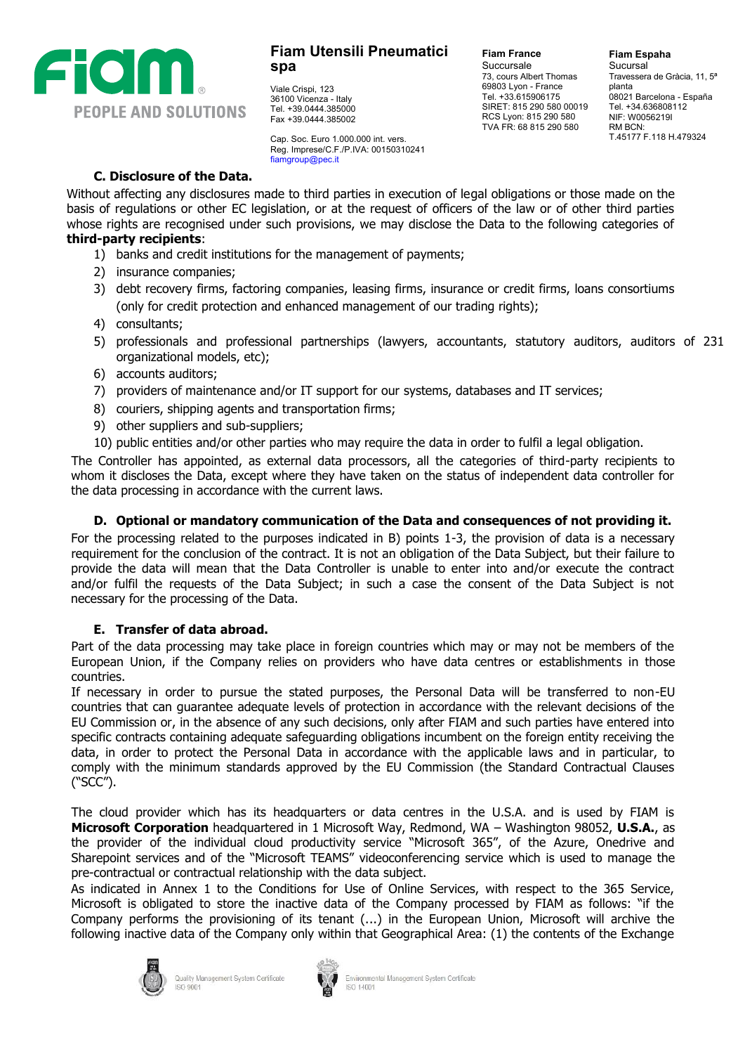### C. Disclosure of the Data.

Without affecting any disclosures made to third parties in execution of legal obligations or those made on the basis of regulations or other EC legislation, or at the request of officers of the law or of other third parties whose rights are recognised under such provisions, we may disclose the Data to the following categories of **third-party recipients**:

1) banks and credit institutions for the management of payments;
2) insurance companies;
3) debt recovery firms, factoring companies, leasing firms, insurance or credit firms, loans consortiums (only for credit protection and enhanced management of our trading rights);
4) consultants;
5) professionals and professional partnerships (lawyers, accountants, statutory auditors, auditors of 231 organizational models, etc);
6) accounts auditors;
7) providers of maintenance and/or IT support for our systems, databases and IT services;
8) couriers, shipping agents and transportation firms;
9) other suppliers and sub-suppliers;
10) public entities and/or other parties who may require the data in order to fulfil a legal obligation.

The Controller has appointed, as external data processors, all the categories of third-party recipients to whom it discloses the Data, except where they have taken on the status of independent data controller for the data processing in accordance with the current laws.

### D. Optional or mandatory communication of the Data and consequences of not providing it.

For the processing related to the purposes indicated in B) points 1-3, the provision of data is a necessary requirement for the conclusion of the contract. It is not an obligation of the Data Subject, but their failure to provide the data will mean that the Data Controller is unable to enter into and/or execute the contract and/or fulfil the requests of the Data Subject; in such a case the consent of the Data Subject is not necessary for the processing of the Data.

### E. Transfer of data abroad.

Part of the data processing may take place in foreign countries which may or may not be members of the European Union, if the Company relies on providers who have data centres or establishments in those countries.

If necessary in order to pursue the stated purposes, the Personal Data will be transferred to non-EU countries that can guarantee adequate levels of protection in accordance with the relevant decisions of the EU Commission or, in the absence of any such decisions, only after FIAM and such parties have entered into specific contracts containing adequate safeguarding obligations incumbent on the foreign entity receiving the data, in order to protect the Personal Data in accordance with the applicable laws and in particular, to comply with the minimum standards approved by the EU Commission (the Standard Contractual Clauses ("SCC").

The cloud provider which has its headquarters or data centres in the U.S.A. and is used by FIAM is **Microsoft Corporation** headquartered in 1 Microsoft Way, Redmond, WA – Washington 98052, **U.S.A.**, as the provider of the individual cloud productivity service "Microsoft 365", of the Azure, Onedrive and Sharepoint services and of the "Microsoft TEAMS" videoconferencing service which is used to manage the pre-contractual or contractual relationship with the data subject.

As indicated in Annex 1 to the Conditions for Use of Online Services, with respect to the 365 Service, Microsoft is obligated to store the inactive data of the Company processed by FIAM as follows: "if the Company performs the provisioning of its tenant (...) in the European Union, Microsoft will archive the following inactive data of the Company only within that Geographical Area: (1) the contents of the Exchange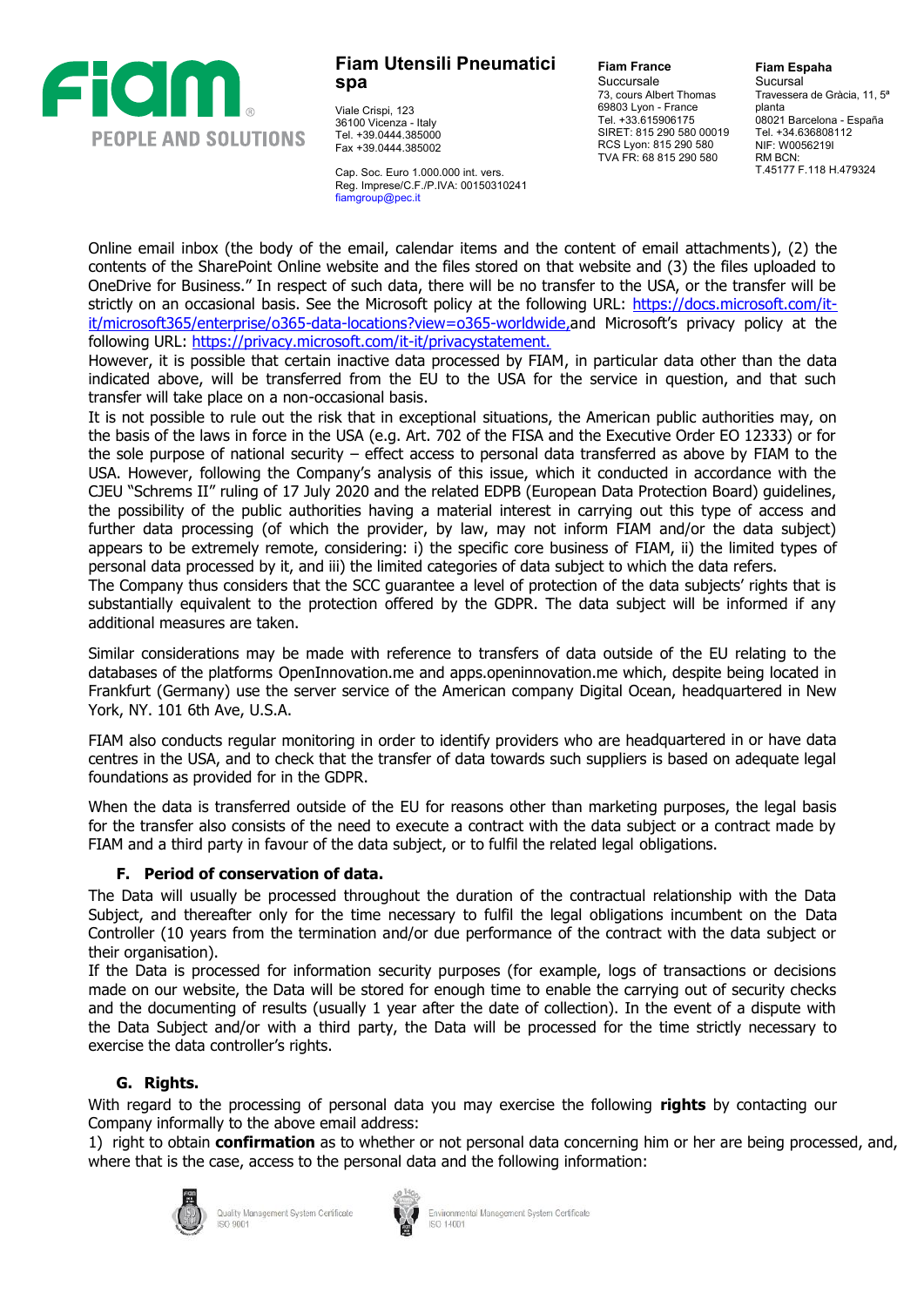Online email inbox (the body of the email, calendar items and the content of email attachments), (2) the contents of the SharePoint Online website and the files stored on that website and (3) the files uploaded to OneDrive for Business." In respect of such data, there will be no transfer to the USA, or the transfer will be strictly on an occasional basis. See the Microsoft policy at the following URL: https://docs.microsoft.com/it-it/microsoft365/enterprise/o365-data-locations?view=o365-worldwide,and Microsoft's privacy policy at the following URL: https://privacy.microsoft.com/it-it/privacystatement.

However, it is possible that certain inactive data processed by FIAM, in particular data other than the data indicated above, will be transferred from the EU to the USA for the service in question, and that such transfer will take place on a non-occasional basis.

It is not possible to rule out the risk that in exceptional situations, the American public authorities may, on the basis of the laws in force in the USA (e.g. Art. 702 of the FISA and the Executive Order EO 12333) or for the sole purpose of national security – effect access to personal data transferred as above by FIAM to the USA. However, following the Company's analysis of this issue, which it conducted in accordance with the CJEU "Schrems II" ruling of 17 July 2020 and the related EDPB (European Data Protection Board) guidelines, the possibility of the public authorities having a material interest in carrying out this type of access and further data processing (of which the provider, by law, may not inform FIAM and/or the data subject) appears to be extremely remote, considering: i) the specific core business of FIAM, ii) the limited types of personal data processed by it, and iii) the limited categories of data subject to which the data refers.

The Company thus considers that the SCC guarantee a level of protection of the data subjects' rights that is substantially equivalent to the protection offered by the GDPR. The data subject will be informed if any additional measures are taken.

Similar considerations may be made with reference to transfers of data outside of the EU relating to the databases of the platforms OpenInnovation.me and apps.openinnovation.me which, despite being located in Frankfurt (Germany) use the server service of the American company Digital Ocean, headquartered in New York, NY. 101 6th Ave, U.S.A.

FIAM also conducts regular monitoring in order to identify providers who are headquartered in or have data centres in the USA, and to check that the transfer of data towards such suppliers is based on adequate legal foundations as provided for in the GDPR.

When the data is transferred outside of the EU for reasons other than marketing purposes, the legal basis for the transfer also consists of the need to execute a contract with the data subject or a contract made by FIAM and a third party in favour of the data subject, or to fulfil the related legal obligations.

### F. Period of conservation of data.

The Data will usually be processed throughout the duration of the contractual relationship with the Data Subject, and thereafter only for the time necessary to fulfil the legal obligations incumbent on the Data Controller (10 years from the termination and/or due performance of the contract with the data subject or their organisation).

If the Data is processed for information security purposes (for example, logs of transactions or decisions made on our website, the Data will be stored for enough time to enable the carrying out of security checks and the documenting of results (usually 1 year after the date of collection). In the event of a dispute with the Data Subject and/or with a third party, the Data will be processed for the time strictly necessary to exercise the data controller's rights.

### G. Rights.

With regard to the processing of personal data you may exercise the following **rights** by contacting our Company informally to the above email address:

1) right to obtain **confirmation** as to whether or not personal data concerning him or her are being processed, and, where that is the case, access to the personal data and the following information: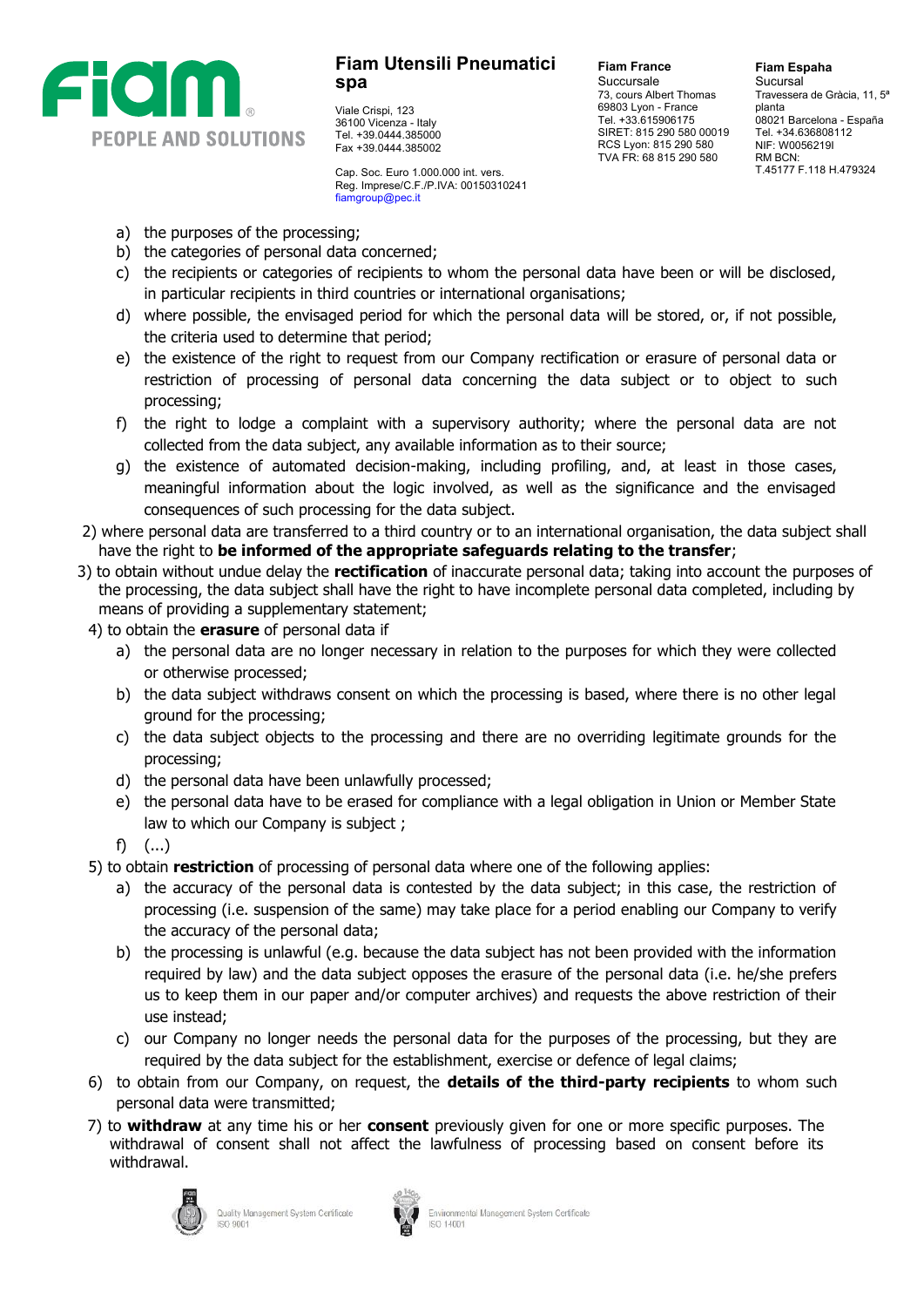a) the purposes of the processing;
b) the categories of personal data concerned;
c) the recipients or categories of recipients to whom the personal data have been or will be disclosed, in particular recipients in third countries or international organisations;
d) where possible, the envisaged period for which the personal data will be stored, or, if not possible, the criteria used to determine that period;
e) the existence of the right to request from our Company rectification or erasure of personal data or restriction of processing of personal data concerning the data subject or to object to such processing;
f) the right to lodge a complaint with a supervisory authority; where the personal data are not collected from the data subject, any available information as to their source;
g) the existence of automated decision-making, including profiling, and, at least in those cases, meaningful information about the logic involved, as well as the significance and the envisaged consequences of such processing for the data subject.

2) where personal data are transferred to a third country or to an international organisation, the data subject shall have the right to **be informed of the appropriate safeguards relating to the transfer**;

3) to obtain without undue delay the **rectification** of inaccurate personal data; taking into account the purposes of the processing, the data subject shall have the right to have incomplete personal data completed, including by means of providing a supplementary statement;

4) to obtain the **erasure** of personal data if
   a) the personal data are no longer necessary in relation to the purposes for which they were collected or otherwise processed;
   b) the data subject withdraws consent on which the processing is based, where there is no other legal ground for the processing;
   c) the data subject objects to the processing and there are no overriding legitimate grounds for the processing;
   d) the personal data have been unlawfully processed;
   e) the personal data have to be erased for compliance with a legal obligation in Union or Member State law to which our Company is subject ;
   f) (...)

5) to obtain **restriction** of processing of personal data where one of the following applies:
   a) the accuracy of the personal data is contested by the data subject; in this case, the restriction of processing (i.e. suspension of the same) may take place for a period enabling our Company to verify the accuracy of the personal data;
   b) the processing is unlawful (e.g. because the data subject has not been provided with the information required by law) and the data subject opposes the erasure of the personal data (i.e. he/she prefers us to keep them in our paper and/or computer archives) and requests the above restriction of their use instead;
   c) our Company no longer needs the personal data for the purposes of the processing, but they are required by the data subject for the establishment, exercise or defence of legal claims;

6) to obtain from our Company, on request, the **details of the third-party recipients** to whom such personal data were transmitted;

7) to **withdraw** at any time his or her **consent** previously given for one or more specific purposes. The withdrawal of consent shall not affect the lawfulness of processing based on consent before its withdrawal.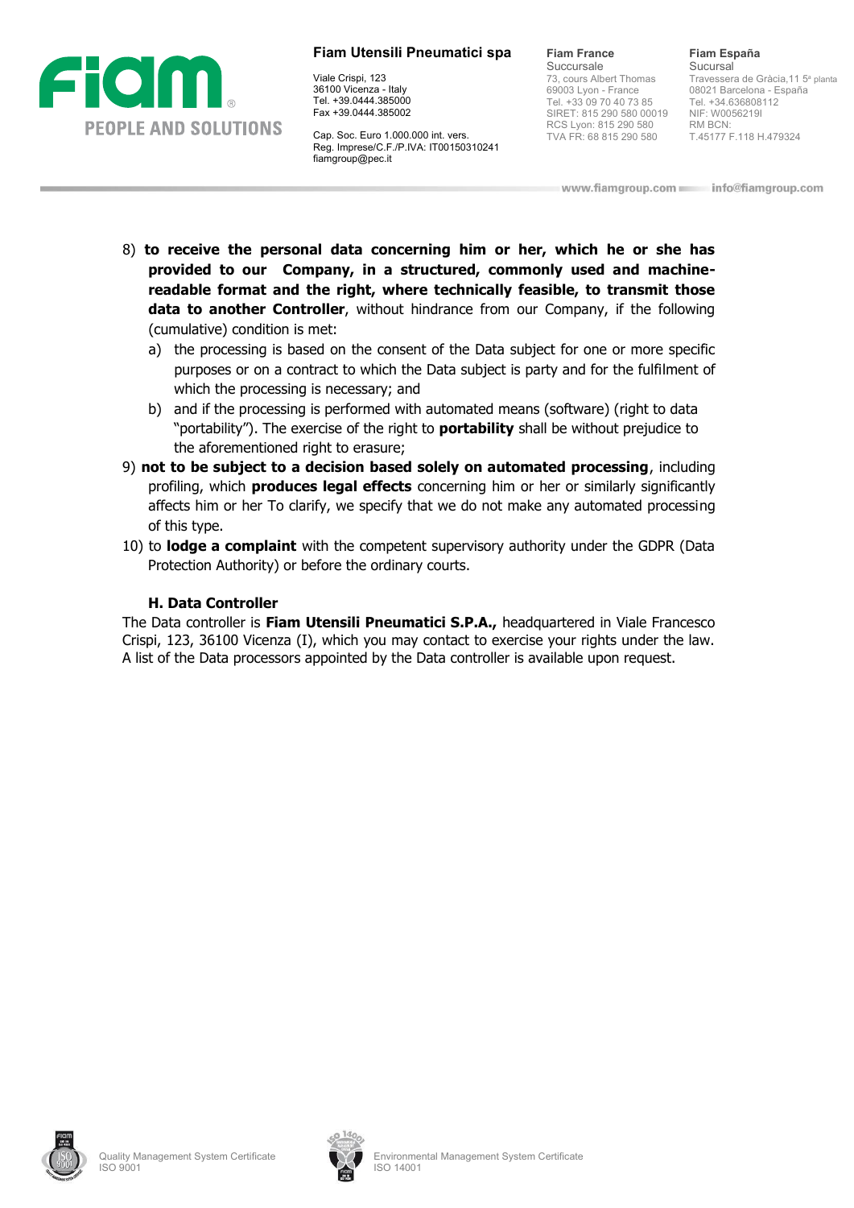8) **to receive the personal data concerning him or her, which he or she has provided to our Company, in a structured, commonly used and machine-readable format and the right, where technically feasible, to transmit those data to another Controller**, without hindrance from our Company, if the following (cumulative) condition is met:
   a) the processing is based on the consent of the Data subject for one or more specific purposes or on a contract to which the Data subject is party and for the fulfilment of which the processing is necessary; and
   b) and if the processing is performed with automated means (software) (right to data "portability"). The exercise of the right to **portability** shall be without prejudice to the aforementioned right to erasure;
9) **not to be subject to a decision based solely on automated processing**, including profiling, which **produces legal effects** concerning him or her or similarly significantly affects him or her To clarify, we specify that we do not make any automated processing of this type.
10) to **lodge a complaint** with the competent supervisory authority under the GDPR (Data Protection Authority) or before the ordinary courts.

### H. Data Controller

The Data controller is **Fiam Utensili Pneumatici S.P.A.,** headquartered in Viale Francesco Crispi, 123, 36100 Vicenza (I), which you may contact to exercise your rights under the law. A list of the Data processors appointed by the Data controller is available upon request.